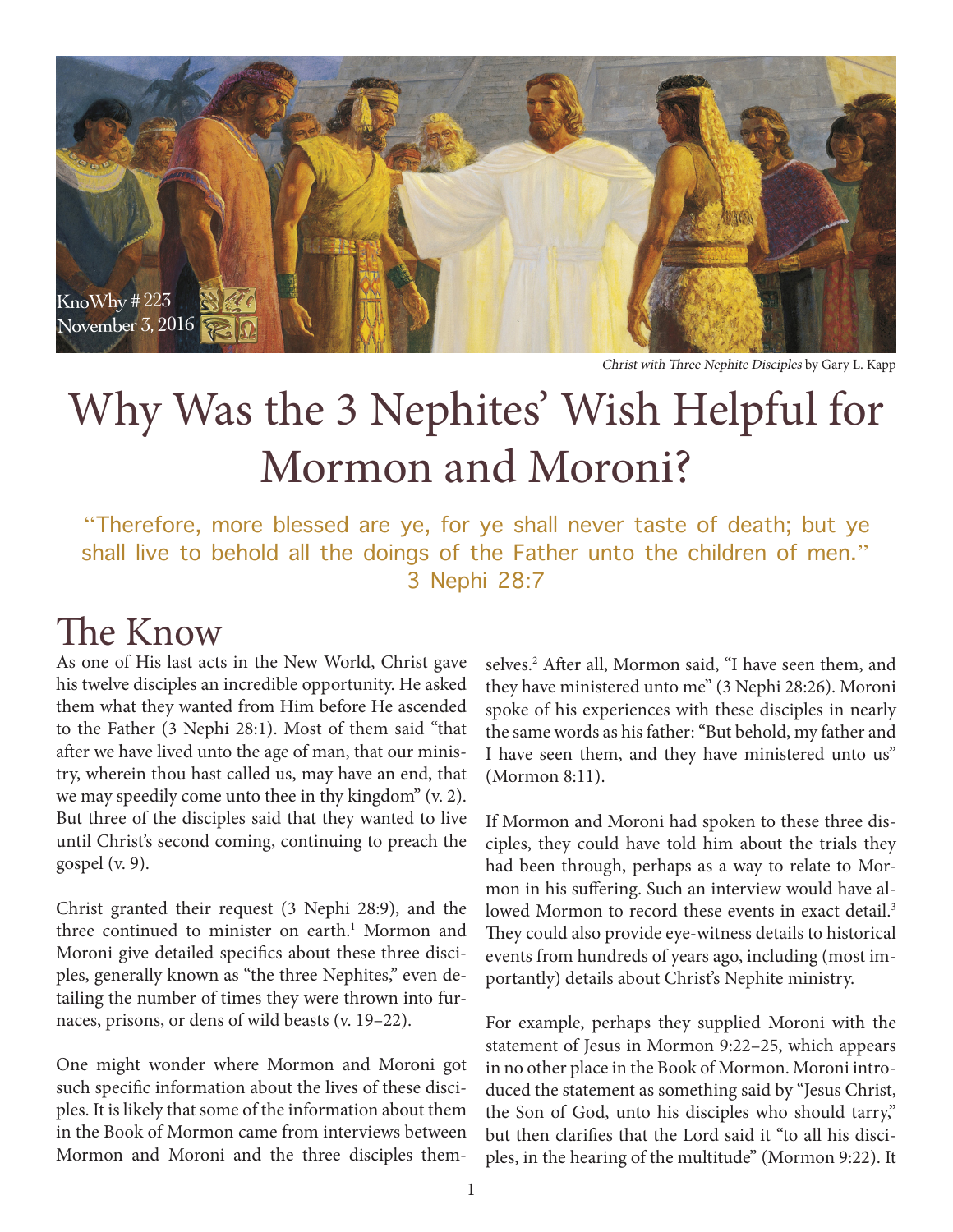KnoWhy # 223
November 3, 2016

*Christ with Three Nephite Disciples* by Gary L. Kapp

# Why Was the 3 Nephites' Wish Helpful for Mormon and Moroni?

"Therefore, more blessed are ye, for ye shall never taste of death; but ye shall live to behold all the doings of the Father unto the children of men."
3 Nephi 28:7

## The Know

As one of His last acts in the New World, Christ gave his twelve disciples an incredible opportunity. He asked them what they wanted from Him before He ascended to the Father (3 Nephi 28:1). Most of them said "that after we have lived unto the age of man, that our ministry, wherein thou hast called us, may have an end, that we may speedily come unto thee in thy kingdom" (v. 2). But three of the disciples said that they wanted to live until Christ's second coming, continuing to preach the gospel (v. 9).

Christ granted their request (3 Nephi 28:9), and the three continued to minister on earth.[1] Mormon and Moroni give detailed specifics about these three disciples, generally known as "the three Nephites," even detailing the number of times they were thrown into furnaces, prisons, or dens of wild beasts (v. 19–22).

One might wonder where Mormon and Moroni got such specific information about the lives of these disciples. It is likely that some of the information about them in the Book of Mormon came from interviews between Mormon and Moroni and the three disciples themselves.[2] After all, Mormon said, "I have seen them, and they have ministered unto me" (3 Nephi 28:26). Moroni spoke of his experiences with these disciples in nearly the same words as his father: "But behold, my father and I have seen them, and they have ministered unto us" (Mormon 8:11).

If Mormon and Moroni had spoken to these three disciples, they could have told him about the trials they had been through, perhaps as a way to relate to Mormon in his suffering. Such an interview would have allowed Mormon to record these events in exact detail.[3] They could also provide eye-witness details to historical events from hundreds of years ago, including (most importantly) details about Christ's Nephite ministry.

For example, perhaps they supplied Moroni with the statement of Jesus in Mormon 9:22–25, which appears in no other place in the Book of Mormon. Moroni introduced the statement as something said by "Jesus Christ, the Son of God, unto his disciples who should tarry," but then clarifies that the Lord said it "to all his disciples, in the hearing of the multitude" (Mormon 9:22). It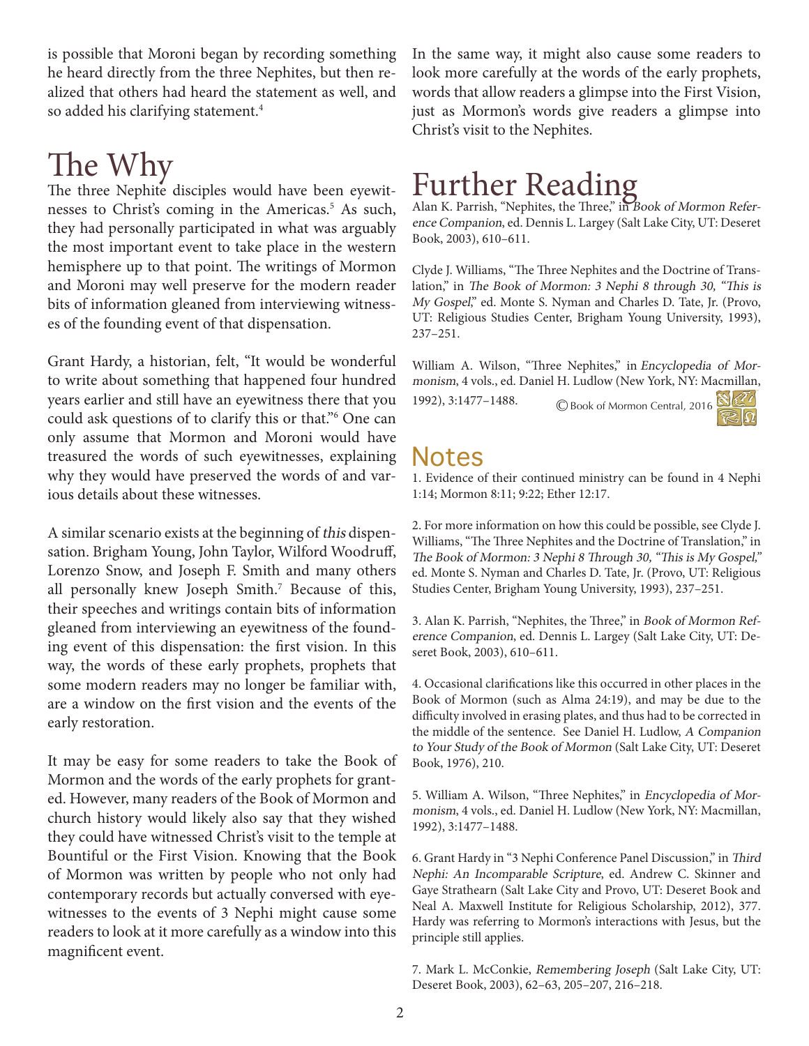is possible that Moroni began by recording something he heard directly from the three Nephites, but then realized that others had heard the statement as well, and so added his clarifying statement.[4]

# The Why

The three Nephite disciples would have been eyewitnesses to Christ's coming in the Americas.[5] As such, they had personally participated in what was arguably the most important event to take place in the western hemisphere up to that point. The writings of Mormon and Moroni may well preserve for the modern reader bits of information gleaned from interviewing witnesses of the founding event of that dispensation.

Grant Hardy, a historian, felt, "It would be wonderful to write about something that happened four hundred years earlier and still have an eyewitness there that you could ask questions of to clarify this or that."[6] One can only assume that Mormon and Moroni would have treasured the words of such eyewitnesses, explaining why they would have preserved the words of and various details about these witnesses.

A similar scenario exists at the beginning of *this* dispensation. Brigham Young, John Taylor, Wilford Woodruff, Lorenzo Snow, and Joseph F. Smith and many others all personally knew Joseph Smith.[7] Because of this, their speeches and writings contain bits of information gleaned from interviewing an eyewitness of the founding event of this dispensation: the first vision. In this way, the words of these early prophets, prophets that some modern readers may no longer be familiar with, are a window on the first vision and the events of the early restoration.

It may be easy for some readers to take the Book of Mormon and the words of the early prophets for granted. However, many readers of the Book of Mormon and church history would likely also say that they wished they could have witnessed Christ's visit to the temple at Bountiful or the First Vision. Knowing that the Book of Mormon was written by people who not only had contemporary records but actually conversed with eyewitnesses to the events of 3 Nephi might cause some readers to look at it more carefully as a window into this magnificent event.

In the same way, it might also cause some readers to look more carefully at the words of the early prophets, words that allow readers a glimpse into the First Vision, just as Mormon's words give readers a glimpse into Christ's visit to the Nephites.

# Further Reading

Alan K. Parrish, "Nephites, the Three," in *Book of Mormon Reference Companion*, ed. Dennis L. Largey (Salt Lake City, UT: Deseret Book, 2003), 610–611.

Clyde J. Williams, "The Three Nephites and the Doctrine of Translation," in *The Book of Mormon: 3 Nephi 8 through 30, "This is My Gospel,"* ed. Monte S. Nyman and Charles D. Tate, Jr. (Provo, UT: Religious Studies Center, Brigham Young University, 1993), 237–251.

William A. Wilson, "Three Nephites," in *Encyclopedia of Mormonism*, 4 vols., ed. Daniel H. Ludlow (New York, NY: Macmillan, 1992), 3:1477–1488.

© Book of Mormon Central, 2016

## Notes

1. Evidence of their continued ministry can be found in 4 Nephi 1:14; Mormon 8:11; 9:22; Ether 12:17.

2. For more information on how this could be possible, see Clyde J. Williams, "The Three Nephites and the Doctrine of Translation," in *The Book of Mormon: 3 Nephi 8 Through 30, "This is My Gospel,"* ed. Monte S. Nyman and Charles D. Tate, Jr. (Provo, UT: Religious Studies Center, Brigham Young University, 1993), 237–251.

3. Alan K. Parrish, "Nephites, the Three," in *Book of Mormon Reference Companion*, ed. Dennis L. Largey (Salt Lake City, UT: Deseret Book, 2003), 610–611.

4. Occasional clarifications like this occurred in other places in the Book of Mormon (such as Alma 24:19), and may be due to the difficulty involved in erasing plates, and thus had to be corrected in the middle of the sentence. See Daniel H. Ludlow, *A Companion to Your Study of the Book of Mormon* (Salt Lake City, UT: Deseret Book, 1976), 210.

5. William A. Wilson, "Three Nephites," in *Encyclopedia of Mormonism*, 4 vols., ed. Daniel H. Ludlow (New York, NY: Macmillan, 1992), 3:1477–1488.

6. Grant Hardy in "3 Nephi Conference Panel Discussion," in *Third Nephi: An Incomparable Scripture*, ed. Andrew C. Skinner and Gaye Strathearn (Salt Lake City and Provo, UT: Deseret Book and Neal A. Maxwell Institute for Religious Scholarship, 2012), 377. Hardy was referring to Mormon's interactions with Jesus, but the principle still applies.

7. Mark L. McConkie, *Remembering Joseph* (Salt Lake City, UT: Deseret Book, 2003), 62–63, 205–207, 216–218.